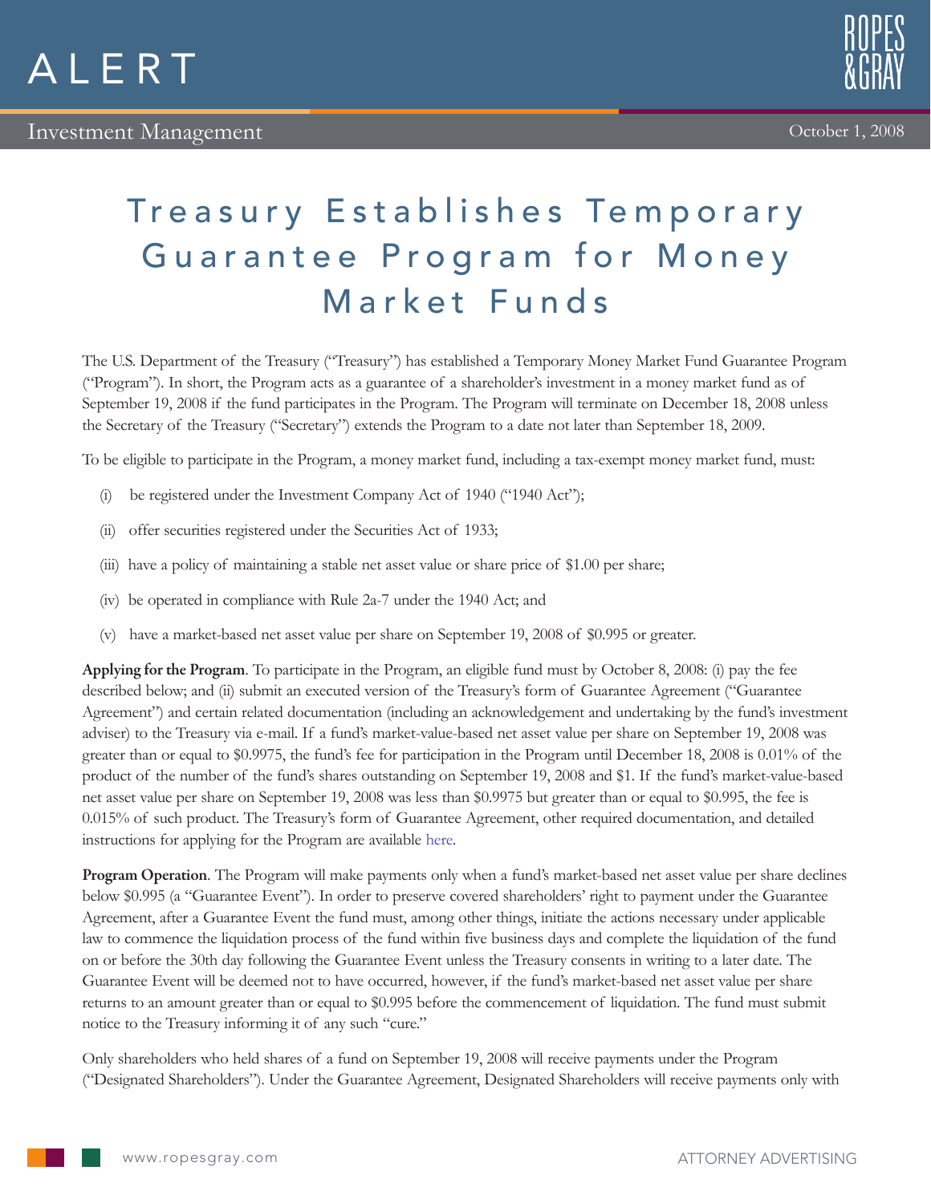ALERT

Investment Management

October 1, 2008

# Treasury Establishes Temporary Guarantee Program for Money Market Funds

The U.S. Department of the Treasury ("Treasury") has established a Temporary Money Market Fund Guarantee Program ("Program"). In short, the Program acts as a guarantee of a shareholder's investment in a money market fund as of September 19, 2008 if the fund participates in the Program. The Program will terminate on December 18, 2008 unless the Secretary of the Treasury ("Secretary") extends the Program to a date not later than September 18, 2009.

To be eligible to participate in the Program, a money market fund, including a tax-exempt money market fund, must:

(i) be registered under the Investment Company Act of 1940 ("1940 Act");

(ii) offer securities registered under the Securities Act of 1933;

(iii) have a policy of maintaining a stable net asset value or share price of $1.00 per share;

(iv) be operated in compliance with Rule 2a-7 under the 1940 Act; and

(v) have a market-based net asset value per share on September 19, 2008 of $0.995 or greater.

**Applying for the Program**. To participate in the Program, an eligible fund must by October 8, 2008: (i) pay the fee described below; and (ii) submit an executed version of the Treasury's form of Guarantee Agreement ("Guarantee Agreement") and certain related documentation (including an acknowledgement and undertaking by the fund's investment adviser) to the Treasury via e-mail. If a fund's market-value-based net asset value per share on September 19, 2008 was greater than or equal to $0.9975, the fund's fee for participation in the Program until December 18, 2008 is 0.01% of the product of the number of the fund's shares outstanding on September 19, 2008 and $1. If the fund's market-value-based net asset value per share on September 19, 2008 was less than $0.9975 but greater than or equal to $0.995, the fee is 0.015% of such product. The Treasury's form of Guarantee Agreement, other required documentation, and detailed instructions for applying for the Program are available here.

**Program Operation**. The Program will make payments only when a fund's market-based net asset value per share declines below $0.995 (a "Guarantee Event"). In order to preserve covered shareholders' right to payment under the Guarantee Agreement, after a Guarantee Event the fund must, among other things, initiate the actions necessary under applicable law to commence the liquidation process of the fund within five business days and complete the liquidation of the fund on or before the 30th day following the Guarantee Event unless the Treasury consents in writing to a later date. The Guarantee Event will be deemed not to have occurred, however, if the fund's market-based net asset value per share returns to an amount greater than or equal to $0.995 before the commencement of liquidation. The fund must submit notice to the Treasury informing it of any such "cure."

Only shareholders who held shares of a fund on September 19, 2008 will receive payments under the Program ("Designated Shareholders"). Under the Guarantee Agreement, Designated Shareholders will receive payments only with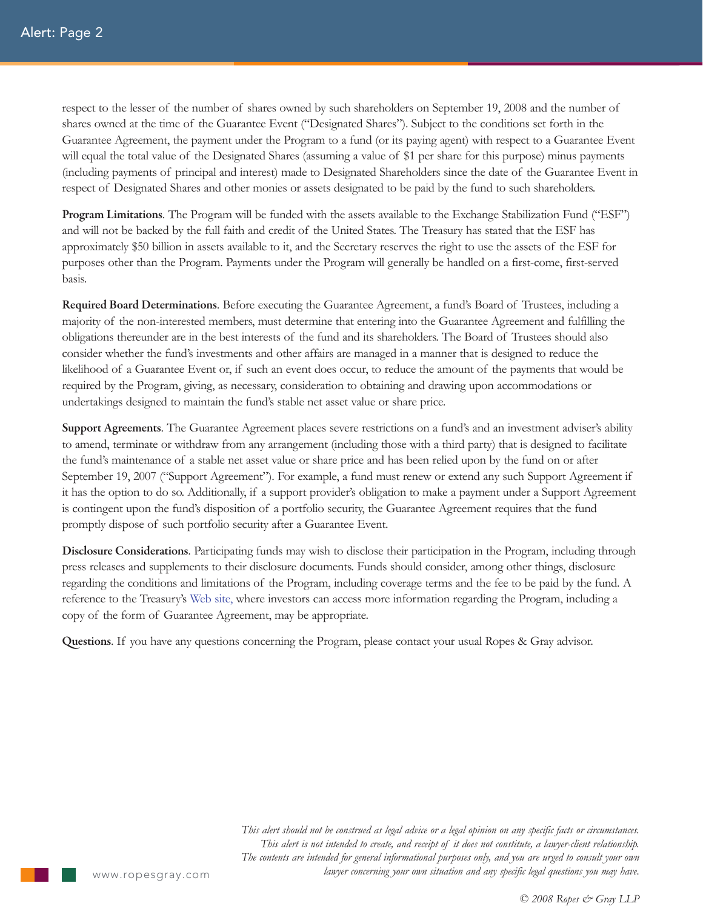respect to the lesser of the number of shares owned by such shareholders on September 19, 2008 and the number of shares owned at the time of the Guarantee Event ("Designated Shares"). Subject to the conditions set forth in the Guarantee Agreement, the payment under the Program to a fund (or its paying agent) with respect to a Guarantee Event will equal the total value of the Designated Shares (assuming a value of $1 per share for this purpose) minus payments (including payments of principal and interest) made to Designated Shareholders since the date of the Guarantee Event in respect of Designated Shares and other monies or assets designated to be paid by the fund to such shareholders.

**Program Limitations**. The Program will be funded with the assets available to the Exchange Stabilization Fund ("ESF") and will not be backed by the full faith and credit of the United States. The Treasury has stated that the ESF has approximately $50 billion in assets available to it, and the Secretary reserves the right to use the assets of the ESF for purposes other than the Program. Payments under the Program will generally be handled on a first-come, first-served basis.

**Required Board Determinations**. Before executing the Guarantee Agreement, a fund's Board of Trustees, including a majority of the non-interested members, must determine that entering into the Guarantee Agreement and fulfilling the obligations thereunder are in the best interests of the fund and its shareholders. The Board of Trustees should also consider whether the fund's investments and other affairs are managed in a manner that is designed to reduce the likelihood of a Guarantee Event or, if such an event does occur, to reduce the amount of the payments that would be required by the Program, giving, as necessary, consideration to obtaining and drawing upon accommodations or undertakings designed to maintain the fund's stable net asset value or share price.

**Support Agreements**. The Guarantee Agreement places severe restrictions on a fund's and an investment adviser's ability to amend, terminate or withdraw from any arrangement (including those with a third party) that is designed to facilitate the fund's maintenance of a stable net asset value or share price and has been relied upon by the fund on or after September 19, 2007 ("Support Agreement"). For example, a fund must renew or extend any such Support Agreement if it has the option to do so. Additionally, if a support provider's obligation to make a payment under a Support Agreement is contingent upon the fund's disposition of a portfolio security, the Guarantee Agreement requires that the fund promptly dispose of such portfolio security after a Guarantee Event.

**Disclosure Considerations**. Participating funds may wish to disclose their participation in the Program, including through press releases and supplements to their disclosure documents. Funds should consider, among other things, disclosure regarding the conditions and limitations of the Program, including coverage terms and the fee to be paid by the fund. A reference to the Treasury's Web site, where investors can access more information regarding the Program, including a copy of the form of Guarantee Agreement, may be appropriate.

**Questions**. If you have any questions concerning the Program, please contact your usual Ropes & Gray advisor.

*This alert should not be construed as legal advice or a legal opinion on any specific facts or circumstances. This alert is not intended to create, and receipt of it does not constitute, a lawyer-client relationship. The contents are intended for general informational purposes only, and you are urged to consult your own lawyer concerning your own situation and any specific legal questions you may have.*

www.ropesgray.com

*© 2008 Ropes & Gray LLP*